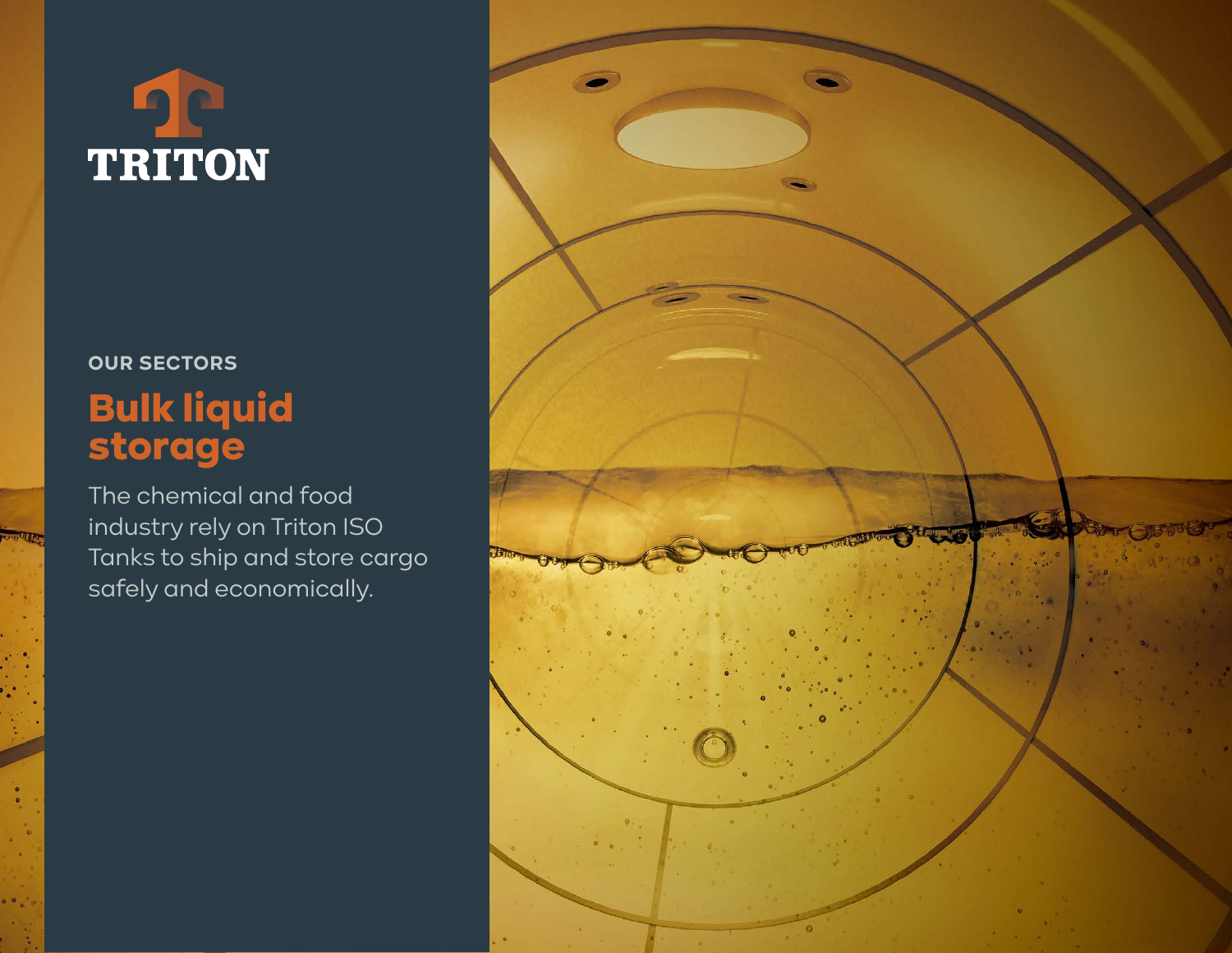TRITON

OUR SECTORS

# Bulk liquid storage

The chemical and food industry rely on Triton ISO Tanks to ship and store cargo safely and economically.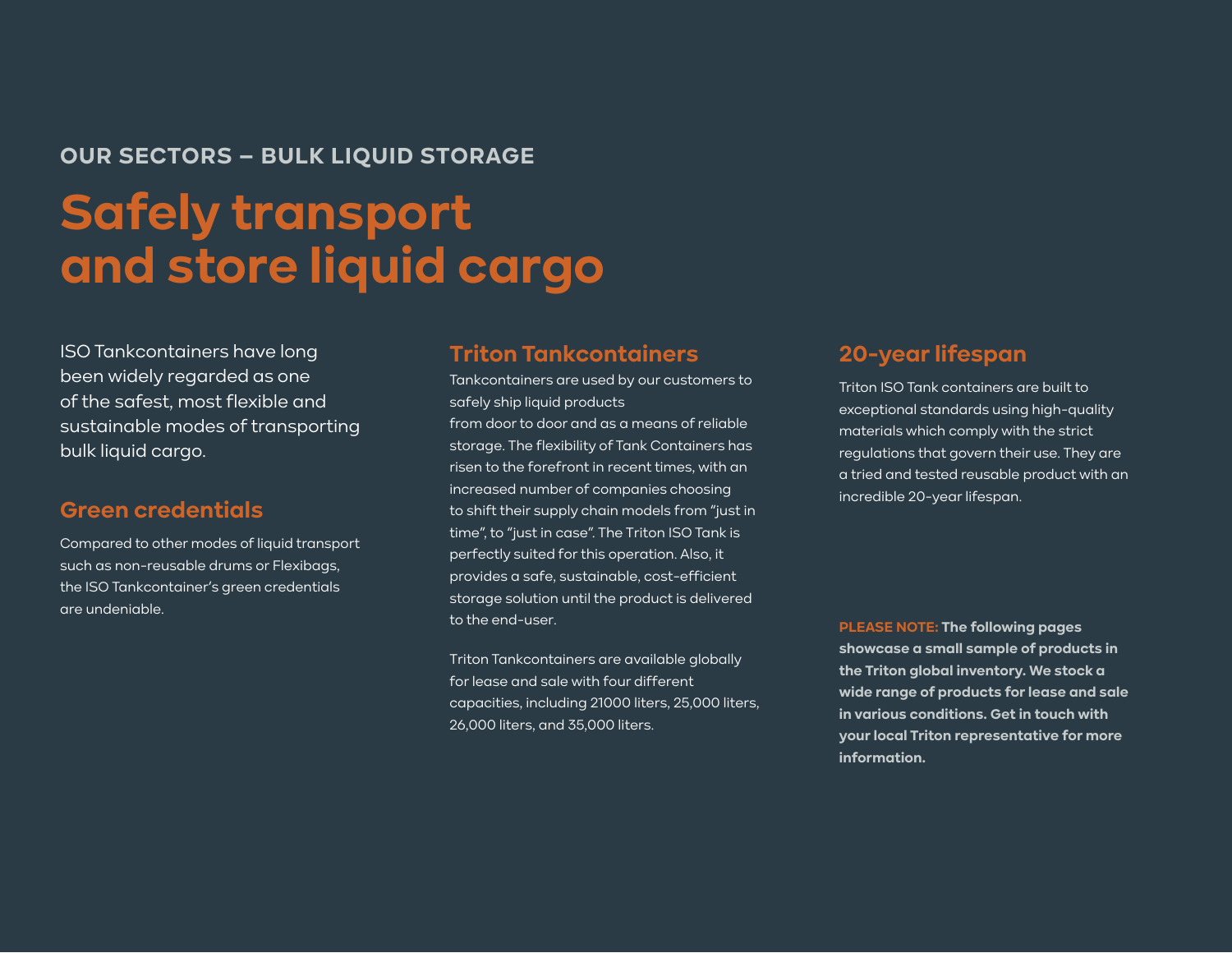OUR SECTORS – BULK LIQUID STORAGE

# Safely transport and store liquid cargo

ISO Tankcontainers have long been widely regarded as one of the safest, most flexible and sustainable modes of transporting bulk liquid cargo.

## Green credentials

Compared to other modes of liquid transport such as non-reusable drums or Flexibags, the ISO Tankcontainer's green credentials are undeniable.

## Triton Tankcontainers

Tankcontainers are used by our customers to safely ship liquid products from door to door and as a means of reliable storage. The flexibility of Tank Containers has risen to the forefront in recent times, with an increased number of companies choosing to shift their supply chain models from "just in time", to "just in case". The Triton ISO Tank is perfectly suited for this operation. Also, it provides a safe, sustainable, cost-efficient storage solution until the product is delivered to the end-user.

Triton Tankcontainers are available globally for lease and sale with four different capacities, including 21000 liters, 25,000 liters, 26,000 liters, and 35,000 liters.

## 20-year lifespan

Triton ISO Tank containers are built to exceptional standards using high-quality materials which comply with the strict regulations that govern their use. They are a tried and tested reusable product with an incredible 20-year lifespan.

**PLEASE NOTE: The following pages showcase a small sample of products in the Triton global inventory. We stock a wide range of products for lease and sale in various conditions. Get in touch with your local Triton representative for more information.**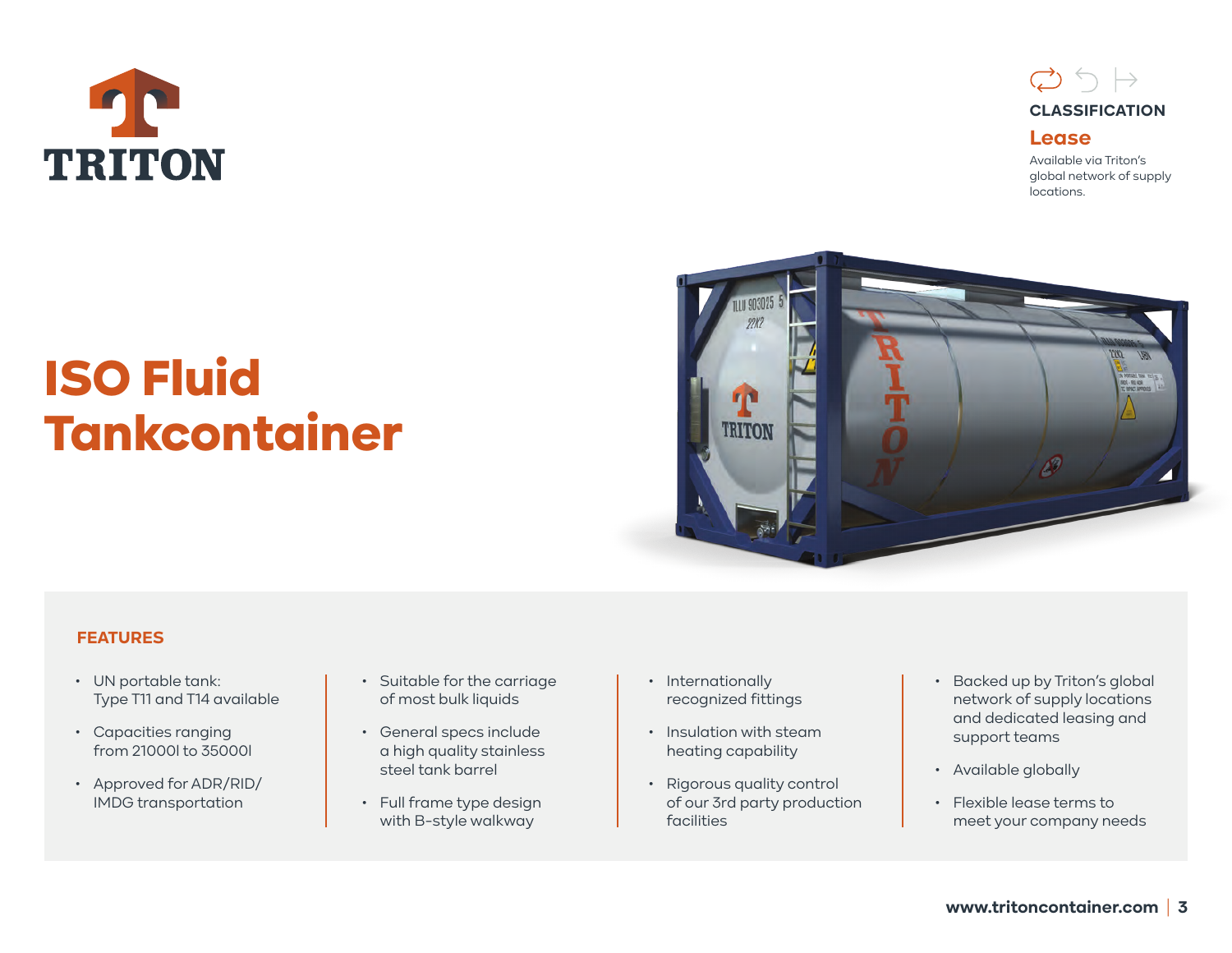TRITON

**CLASSIFICATION**

**Lease**

Available via Triton's global network of supply locations.

# ISO Fluid Tankcontainer

## FEATURES

- UN portable tank: Type T11 and T14 available
- Capacities ranging from 21000l to 35000l
- Approved for ADR/RID/IMDG transportation
- Suitable for the carriage of most bulk liquids
- General specs include a high quality stainless steel tank barrel
- Full frame type design with B-style walkway
- Internationally recognized fittings
- Insulation with steam heating capability
- Rigorous quality control of our 3rd party production facilities
- Backed up by Triton's global network of supply locations and dedicated leasing and support teams
- Available globally
- Flexible lease terms to meet your company needs

www.tritoncontainer.com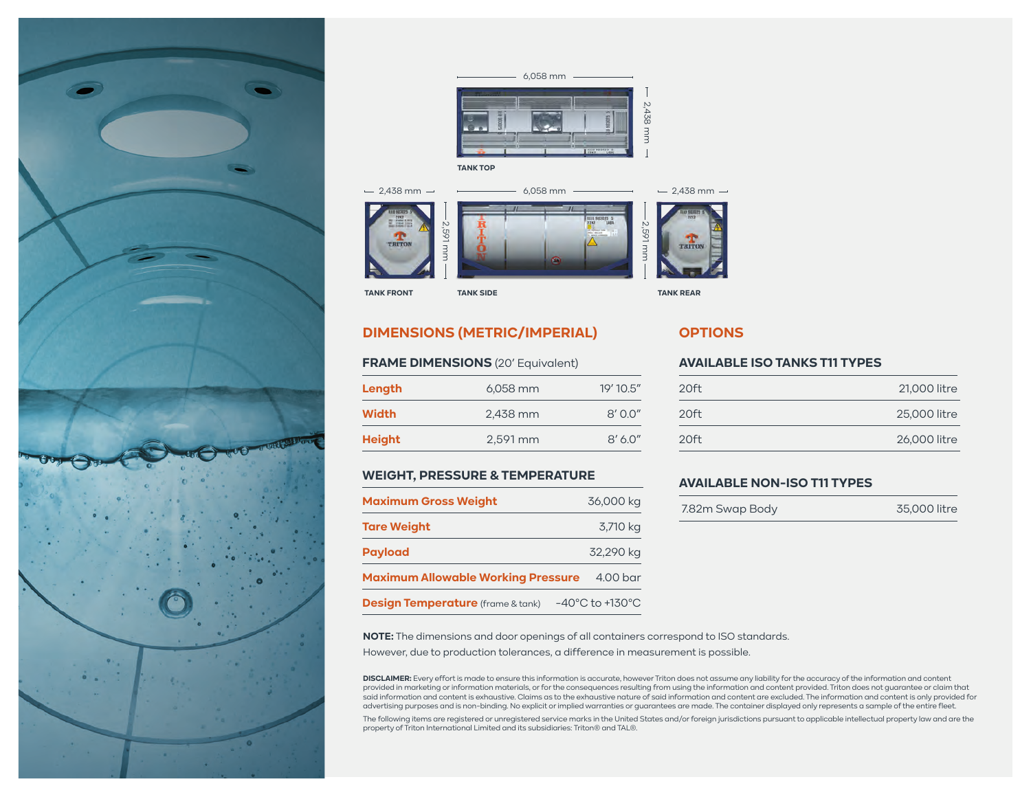6,058 mm

2,438 mm

**TANK TOP**

2,438 mm — 6,058 mm — 2,438 mm

2,591 mm — 2,591 mm

**TANK FRONT** **TANK SIDE** **TANK REAR**

## DIMENSIONS (METRIC/IMPERIAL)

### FRAME DIMENSIONS (20′ Equivalent)

| | | |
|---|---|---|
| **Length** | 6,058 mm | 19′ 10.5″ |
| **Width** | 2,438 mm | 8′ 0.0″ |
| **Height** | 2,591 mm | 8′ 6.0″ |

### WEIGHT, PRESSURE & TEMPERATURE

| | |
|---|---|
| **Maximum Gross Weight** | 36,000 kg |
| **Tare Weight** | 3,710 kg |
| **Payload** | 32,290 kg |
| **Maximum Allowable Working Pressure** | 4.00 bar |
| **Design Temperature** (frame & tank) | -40°C to +130°C |

## OPTIONS

### AVAILABLE ISO TANKS T11 TYPES

| | |
|---|---|
| 20ft | 21,000 litre |
| 20ft | 25,000 litre |
| 20ft | 26,000 litre |

### AVAILABLE NON-ISO T11 TYPES

| | |
|---|---|
| 7.82m Swap Body | 35,000 litre |

**NOTE:** The dimensions and door openings of all containers correspond to ISO standards.
However, due to production tolerances, a difference in measurement is possible.

**DISCLAIMER:** Every effort is made to ensure this information is accurate, however Triton does not assume any liability for the accuracy of the information and content provided in marketing or information materials, or for the consequences resulting from using the information and content provided. Triton does not guarantee or claim that said information and content is exhaustive. Claims as to the exhaustive nature of said information and content are excluded. The information and content is only provided for advertising purposes and is non-binding. No explicit or implied warranties or guarantees are made. The container displayed only represents a sample of the entire fleet.

The following items are registered or unregistered service marks in the United States and/or foreign jurisdictions pursuant to applicable intellectual property law and are the property of Triton International Limited and its subsidiaries: Triton® and TAL®.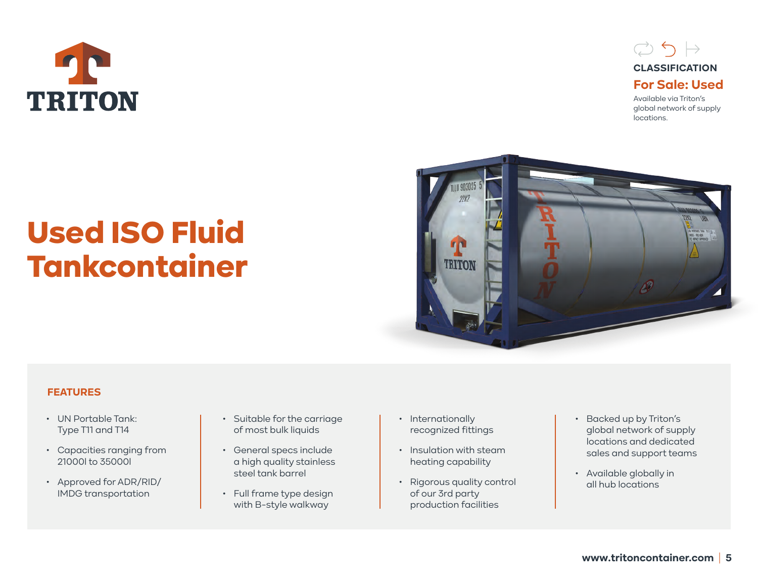TRITON

CLASSIFICATION

**For Sale: Used**

Available via Triton's global network of supply locations.

# Used ISO Fluid Tankcontainer

## FEATURES

- UN Portable Tank: Type T11 and T14
- Capacities ranging from 21000l to 35000l
- Approved for ADR/RID/IMDG transportation
- Suitable for the carriage of most bulk liquids
- General specs include a high quality stainless steel tank barrel
- Full frame type design with B-style walkway
- Internationally recognized fittings
- Insulation with steam heating capability
- Rigorous quality control of our 3rd party production facilities
- Backed up by Triton's global network of supply locations and dedicated sales and support teams
- Available globally in all hub locations

www.tritoncontainer.com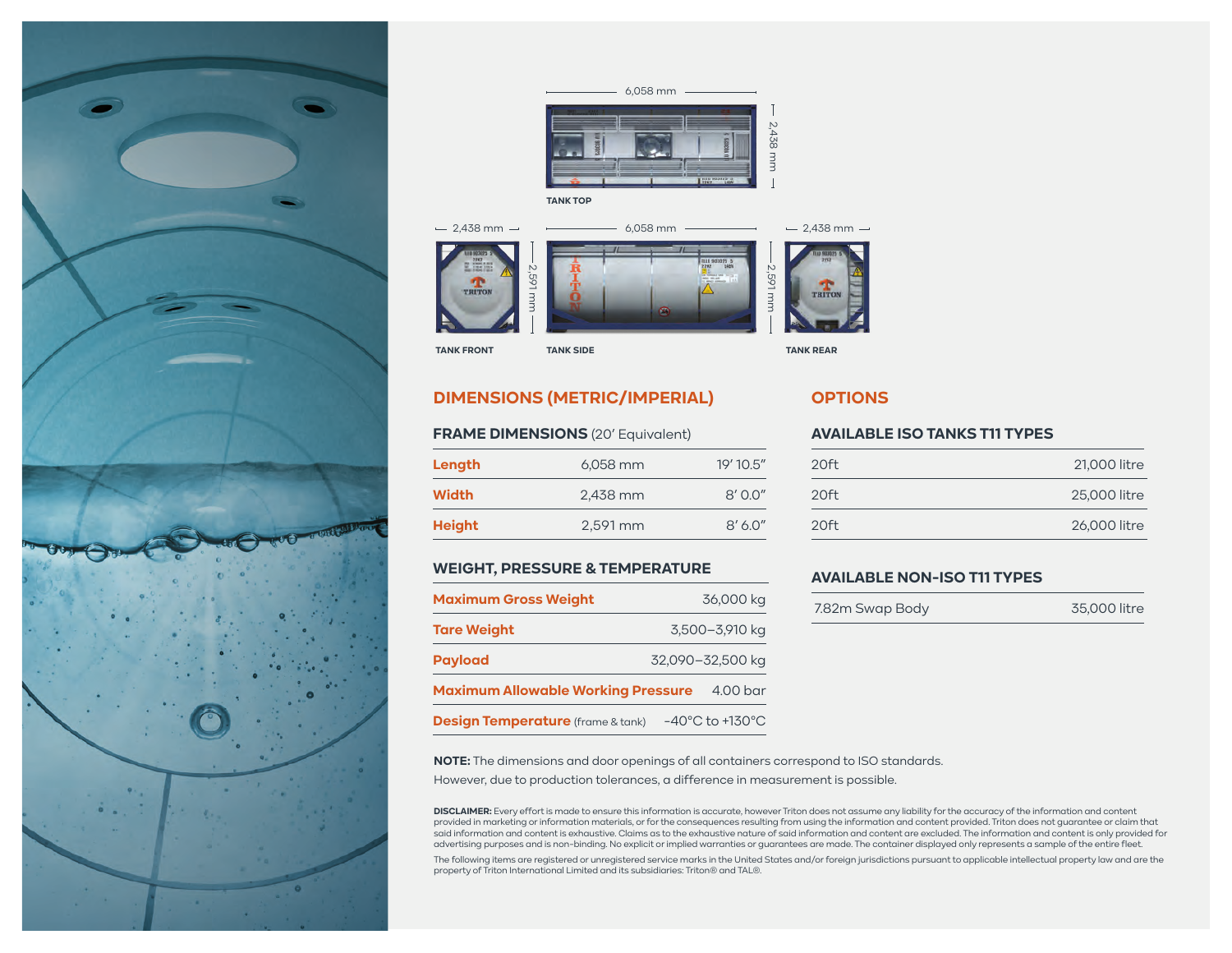6,058 mm

2,438 mm

TANK TOP

2,438 mm | 6,058 mm | 2,438 mm

2,591 mm | 2,591 mm

TANK FRONT | TANK SIDE | TANK REAR

## DIMENSIONS (METRIC/IMPERIAL)

### FRAME DIMENSIONS (20′ Equivalent)

| | | |
|---|---|---|
| **Length** | 6,058 mm | 19′ 10.5″ |
| **Width** | 2,438 mm | 8′ 0.0″ |
| **Height** | 2,591 mm | 8′ 6.0″ |

### WEIGHT, PRESSURE & TEMPERATURE

| | |
|---|---|
| **Maximum Gross Weight** | 36,000 kg |
| **Tare Weight** | 3,500–3,910 kg |
| **Payload** | 32,090–32,500 kg |
| **Maximum Allowable Working Pressure** | 4.00 bar |
| **Design Temperature** (frame & tank) | -40°C to +130°C |

## OPTIONS

### AVAILABLE ISO TANKS T11 TYPES

| | |
|---|---|
| 20ft | 21,000 litre |
| 20ft | 25,000 litre |
| 20ft | 26,000 litre |

### AVAILABLE NON-ISO T11 TYPES

| | |
|---|---|
| 7.82m Swap Body | 35,000 litre |

**NOTE:** The dimensions and door openings of all containers correspond to ISO standards. However, due to production tolerances, a difference in measurement is possible.

**DISCLAIMER:** Every effort is made to ensure this information is accurate, however Triton does not assume any liability for the accuracy of the information and content provided in marketing or information materials, or for the consequences resulting from using the information and content provided. Triton does not guarantee or claim that said information and content is exhaustive. Claims as to the exhaustive nature of said information and content are excluded. The information and content is only provided for advertising purposes and is non-binding. No explicit or implied warranties or guarantees are made. The container displayed only represents a sample of the entire fleet.

The following items are registered or unregistered service marks in the United States and/or foreign jurisdictions pursuant to applicable intellectual property law and are the property of Triton International Limited and its subsidiaries: Triton® and TAL®.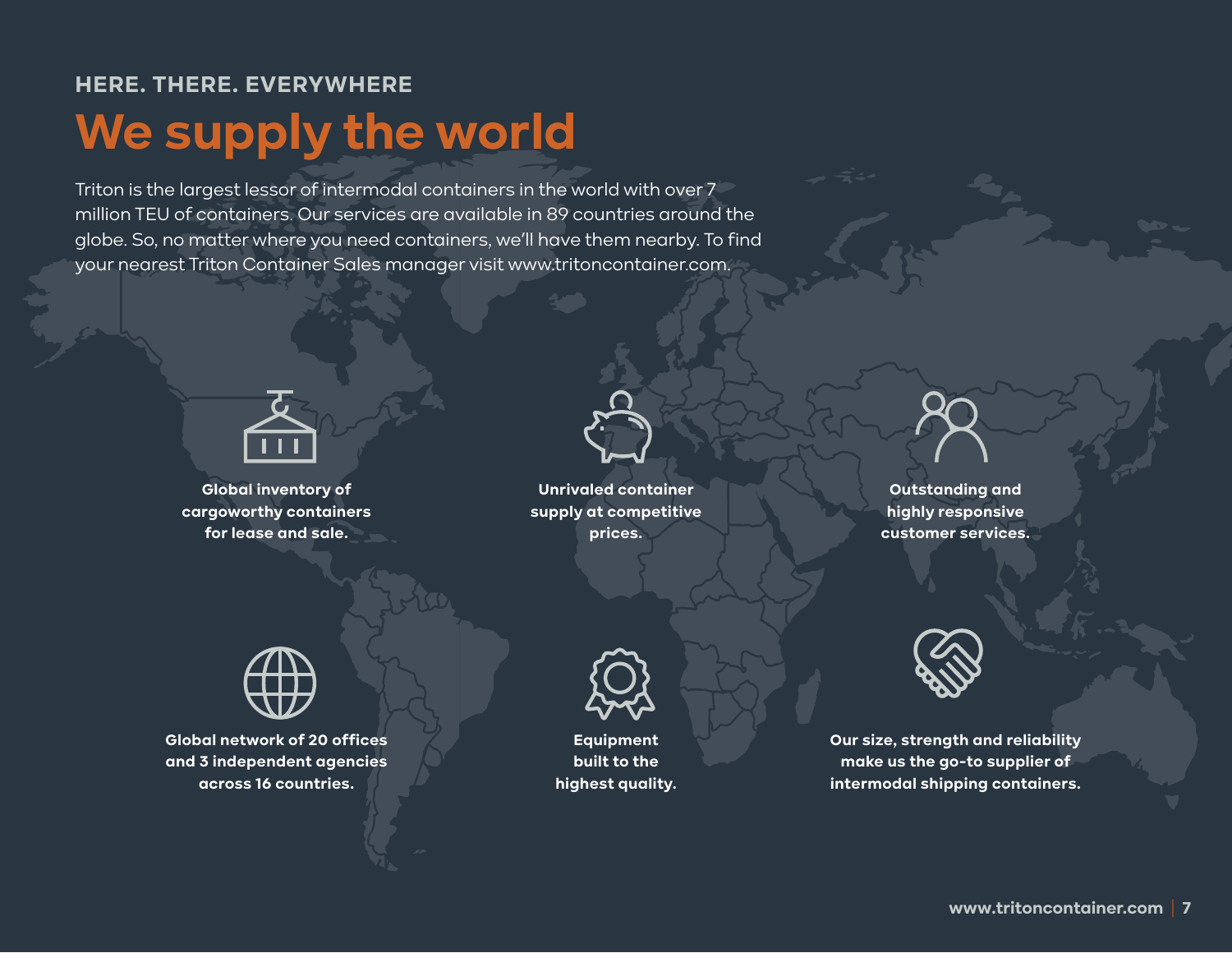HERE. THERE. EVERYWHERE

# We supply the world

Triton is the largest lessor of intermodal containers in the world with over 7 million TEU of containers. Our services are available in 89 countries around the globe. So, no matter where you need containers, we'll have them nearby. To find your nearest Triton Container Sales manager visit www.tritoncontainer.com.

**Global inventory of cargoworthy containers for lease and sale.**

**Unrivaled container supply at competitive prices.**

**Outstanding and highly responsive customer services.**

**Global network of 20 offices and 3 independent agencies across 16 countries.**

**Equipment built to the highest quality.**

**Our size, strength and reliability make us the go-to supplier of intermodal shipping containers.**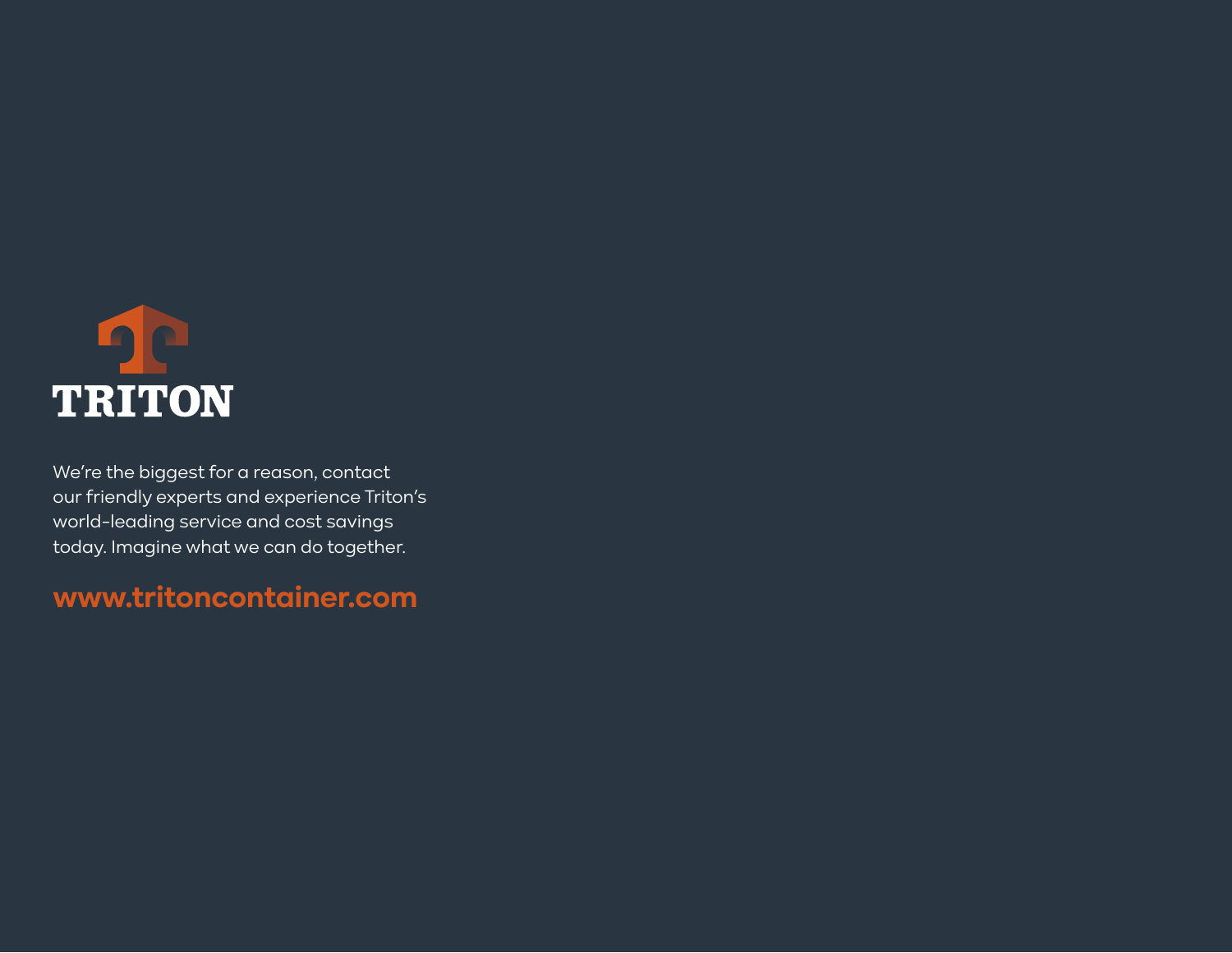TRITON

We're the biggest for a reason, contact our friendly experts and experience Triton's world-leading service and cost savings today. Imagine what we can do together.

**www.tritoncontainer.com**